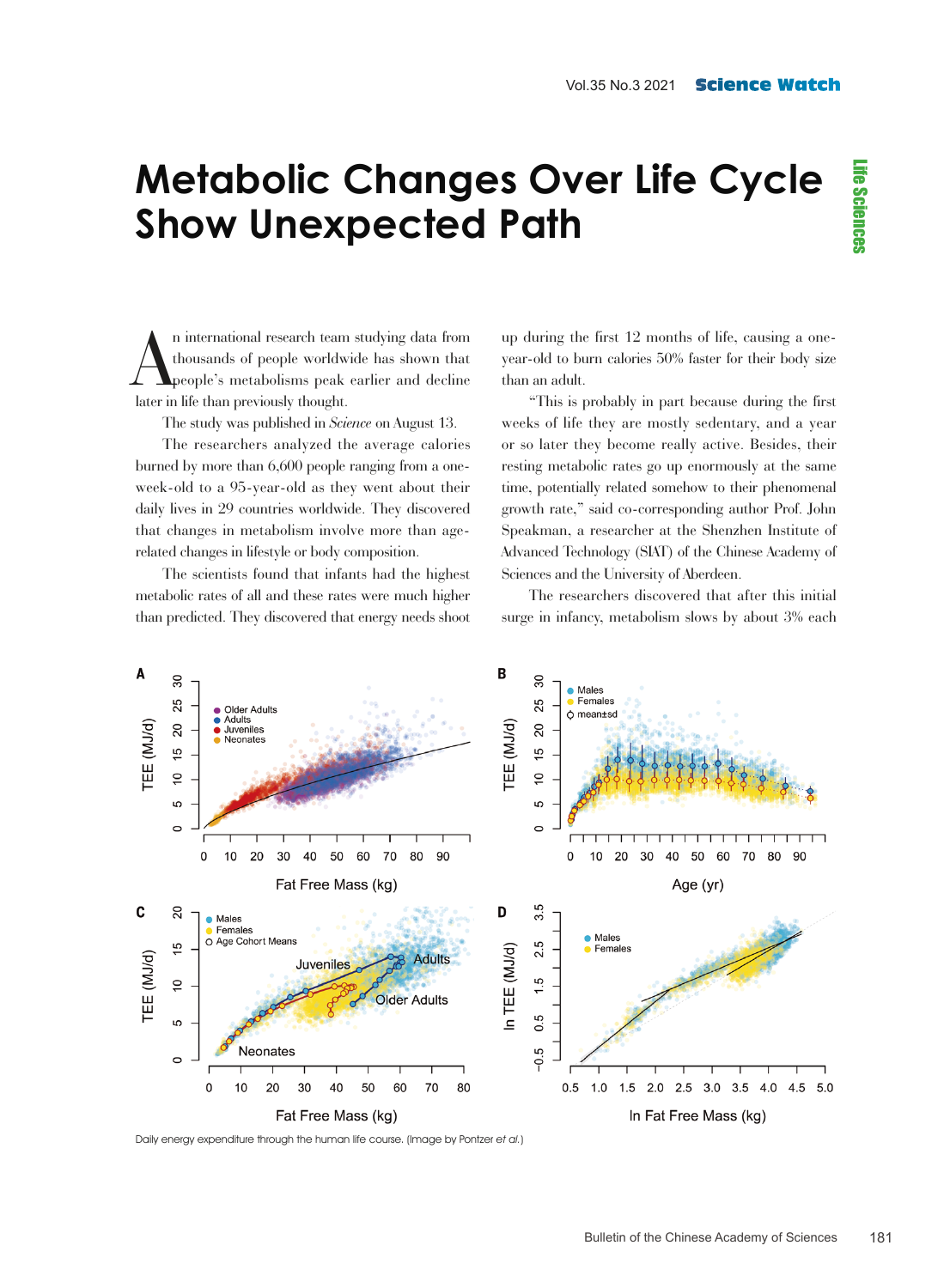# Metabolic Changes Over Life Cycle Show Unexpected Path

An international research team studying data from thousands of people worldwide has shown that people's metabolisms peak earlier and decline later in life than previously thought.

The study was published in *Science* on August 13.

The researchers analyzed the average calories burned by more than 6,600 people ranging from a one-week-old to a 95-year-old as they went about their daily lives in 29 countries worldwide. They discovered that changes in metabolism involve more than age-related changes in lifestyle or body composition.

The scientists found that infants had the highest metabolic rates of all and these rates were much higher than predicted. They discovered that energy needs shoot up during the first 12 months of life, causing a one-year-old to burn calories 50% faster for their body size than an adult.

"This is probably in part because during the first weeks of life they are mostly sedentary, and a year or so later they become really active. Besides, their resting metabolic rates go up enormously at the same time, potentially related somehow to their phenomenal growth rate," said co-corresponding author Prof. John Speakman, a researcher at the Shenzhen Institute of Advanced Technology (SIAT) of the Chinese Academy of Sciences and the University of Aberdeen.

The researchers discovered that after this initial surge in infancy, metabolism slows by about 3% each

Daily energy expenditure through the human life course. (Image by Pontzer *et al.*)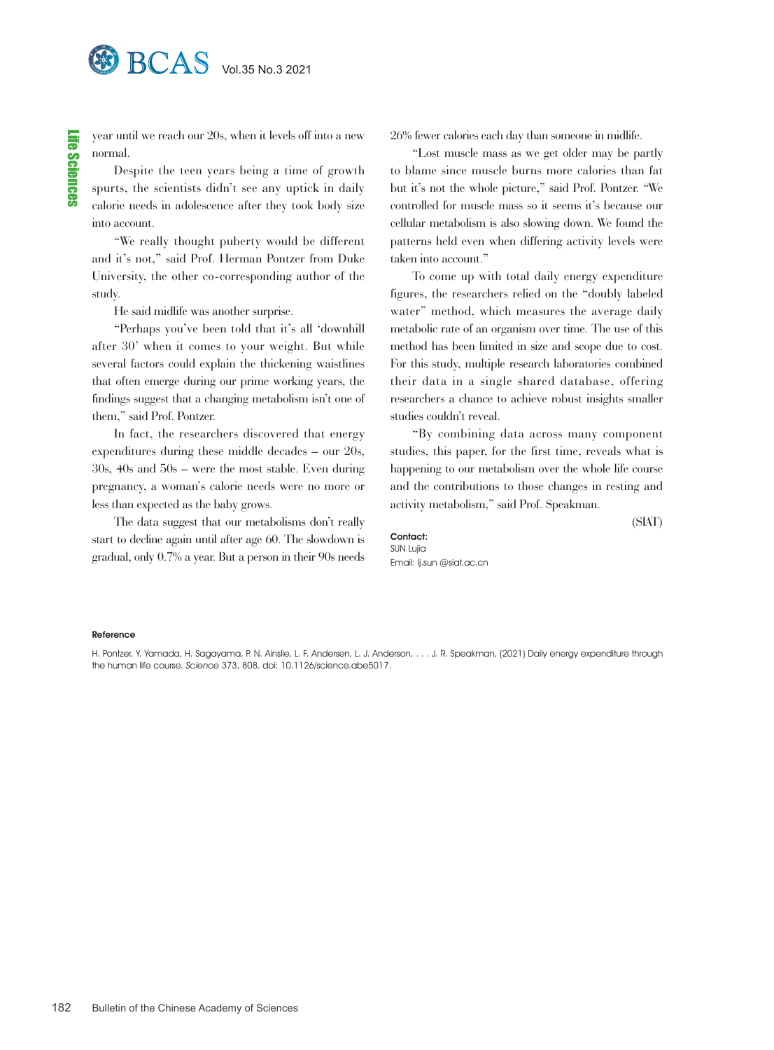year until we reach our 20s, when it levels off into a new normal.

Despite the teen years being a time of growth spurts, the scientists didn't see any uptick in daily calorie needs in adolescence after they took body size into account.

"We really thought puberty would be different and it's not," said Prof. Herman Pontzer from Duke University, the other co-corresponding author of the study.

He said midlife was another surprise.

"Perhaps you've been told that it's all 'downhill after 30' when it comes to your weight. But while several factors could explain the thickening waistlines that often emerge during our prime working years, the findings suggest that a changing metabolism isn't one of them," said Prof. Pontzer.

In fact, the researchers discovered that energy expenditures during these middle decades – our 20s, 30s, 40s and 50s – were the most stable. Even during pregnancy, a woman's calorie needs were no more or less than expected as the baby grows.

The data suggest that our metabolisms don't really start to decline again until after age 60. The slowdown is gradual, only 0.7% a year. But a person in their 90s needs 26% fewer calories each day than someone in midlife.

"Lost muscle mass as we get older may be partly to blame since muscle burns more calories than fat but it's not the whole picture," said Prof. Pontzer. "We controlled for muscle mass so it seems it's because our cellular metabolism is also slowing down. We found the patterns held even when differing activity levels were taken into account."

To come up with total daily energy expenditure figures, the researchers relied on the "doubly labeled water" method, which measures the average daily metabolic rate of an organism over time. The use of this method has been limited in size and scope due to cost. For this study, multiple research laboratories combined their data in a single shared database, offering researchers a chance to achieve robust insights smaller studies couldn't reveal.

"By combining data across many component studies, this paper, for the first time, reveals what is happening to our metabolism over the whole life course and the contributions to those changes in resting and activity metabolism," said Prof. Speakman.

(SIAT)

**Contact:**
SUN Lujia
Email: lj.sun @siat.ac.cn

**Reference**

H. Pontzer, Y. Yamada, H. Sagayama, P. N. Ainslie, L. F. Andersen, L. J. Anderson, . . . J. R. Speakman, (2021) Daily energy expenditure through the human life course. *Science* 373, 808. doi: 10.1126/science.abe5017.